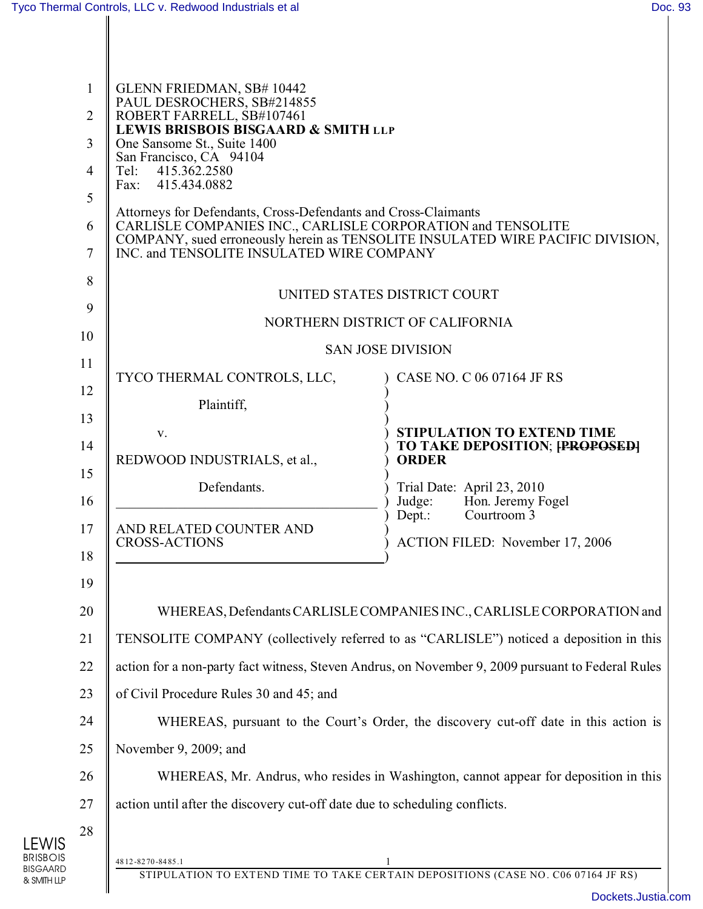GLENN FRIEDMAN, SB# 10442
PAUL DESROCHERS, SB#214855
ROBERT FARRELL, SB#107461
**LEWIS BRISBOIS BISGAARD & SMITH LLP**
One Sansome St., Suite 1400
San Francisco, CA 94104
Tel: 415.362.2580
Fax: 415.434.0882

Attorneys for Defendants, Cross-Defendants and Cross-Claimants
CARLISLE COMPANIES INC., CARLISLE CORPORATION and TENSOLITE COMPANY, sued erroneously herein as TENSOLITE INSULATED WIRE PACIFIC DIVISION, INC. and TENSOLITE INSULATED WIRE COMPANY

UNITED STATES DISTRICT COURT

NORTHERN DISTRICT OF CALIFORNIA

SAN JOSE DIVISION

| | |
|---|---|
| TYCO THERMAL CONTROLS, LLC,<br><br>Plaintiff,<br><br>v.<br><br>REDWOOD INDUSTRIALS, et al.,<br><br>Defendants. | CASE NO. C 06 07164 JF RS<br><br>**STIPULATION TO EXTEND TIME TO TAKE DEPOSITION; ~~[PROPOSED]~~ ORDER**<br><br>Trial Date: April 23, 2010<br>Judge: Hon. Jeremy Fogel<br>Dept.: Courtroom 3<br><br>ACTION FILED: November 17, 2006 |
| AND RELATED COUNTER AND CROSS-ACTIONS | |

WHEREAS, Defendants CARLISLE COMPANIES INC., CARLISLE CORPORATION and TENSOLITE COMPANY (collectively referred to as "CARLISLE") noticed a deposition in this action for a non-party fact witness, Steven Andrus, on November 9, 2009 pursuant to Federal Rules of Civil Procedure Rules 30 and 45; and

WHEREAS, pursuant to the Court's Order, the discovery cut-off date in this action is November 9, 2009; and

WHEREAS, Mr. Andrus, who resides in Washington, cannot appear for deposition in this action until after the discovery cut-off date due to scheduling conflicts.

4812-8270-8485.1

STIPULATION TO EXTEND TIME TO TAKE CERTAIN DEPOSITIONS (CASE NO. C06 07164 JF RS)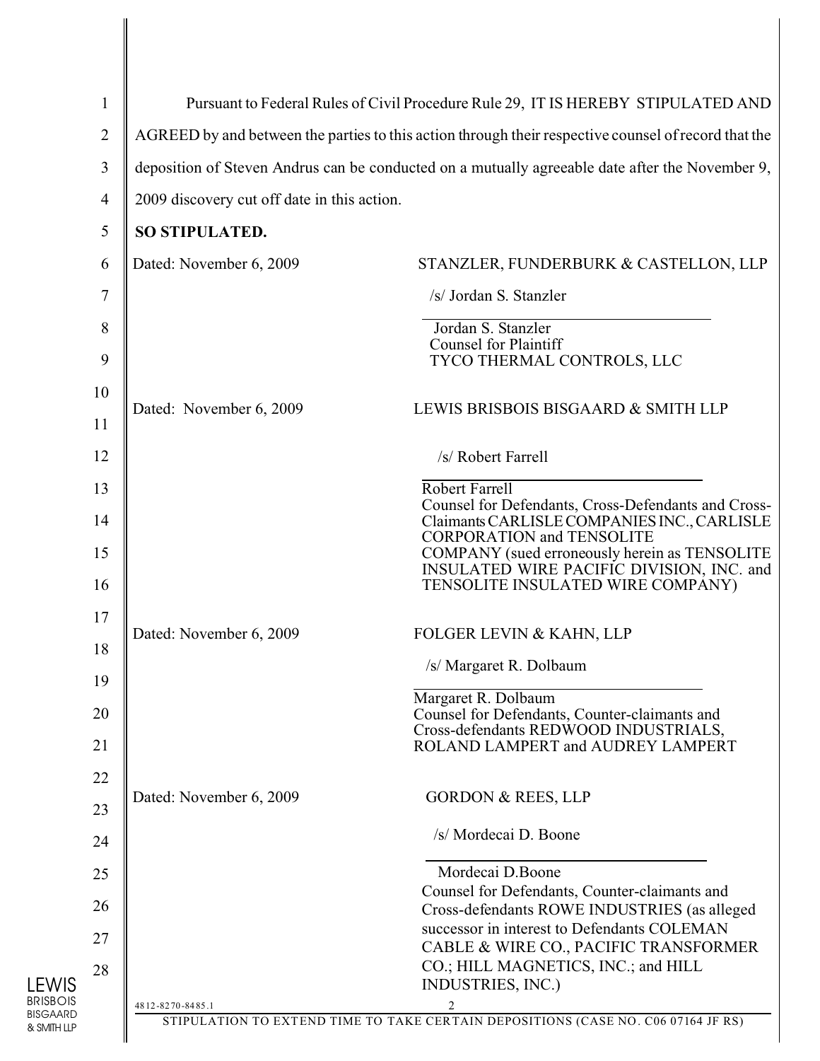Pursuant to Federal Rules of Civil Procedure Rule 29, IT IS HEREBY STIPULATED AND AGREED by and between the parties to this action through their respective counsel of record that the deposition of Steven Andrus can be conducted on a mutually agreeable date after the November 9, 2009 discovery cut off date in this action.

**SO STIPULATED.**

Dated: November 6, 2009

STANZLER, FUNDERBURK & CASTELLON, LLP

/s/ Jordan S. Stanzler

Jordan S. Stanzler
Counsel for Plaintiff
TYCO THERMAL CONTROLS, LLC

Dated: November 6, 2009

LEWIS BRISBOIS BISGAARD & SMITH LLP

/s/ Robert Farrell

Robert Farrell
Counsel for Defendants, Cross-Defendants and Cross-Claimants CARLISLE COMPANIES INC., CARLISLE CORPORATION and TENSOLITE COMPANY (sued erroneously herein as TENSOLITE INSULATED WIRE PACIFIC DIVISION, INC. and TENSOLITE INSULATED WIRE COMPANY)

Dated: November 6, 2009

FOLGER LEVIN & KAHN, LLP

/s/ Margaret R. Dolbaum

Margaret R. Dolbaum
Counsel for Defendants, Counter-claimants and Cross-defendants REDWOOD INDUSTRIALS, ROLAND LAMPERT and AUDREY LAMPERT

Dated: November 6, 2009

GORDON & REES, LLP

/s/ Mordecai D. Boone

Mordecai D.Boone
Counsel for Defendants, Counter-claimants and Cross-defendants ROWE INDUSTRIES (as alleged successor in interest to Defendants COLEMAN CABLE & WIRE CO., PACIFIC TRANSFORMER CO.; HILL MAGNETICS, INC.; and HILL INDUSTRIES, INC.)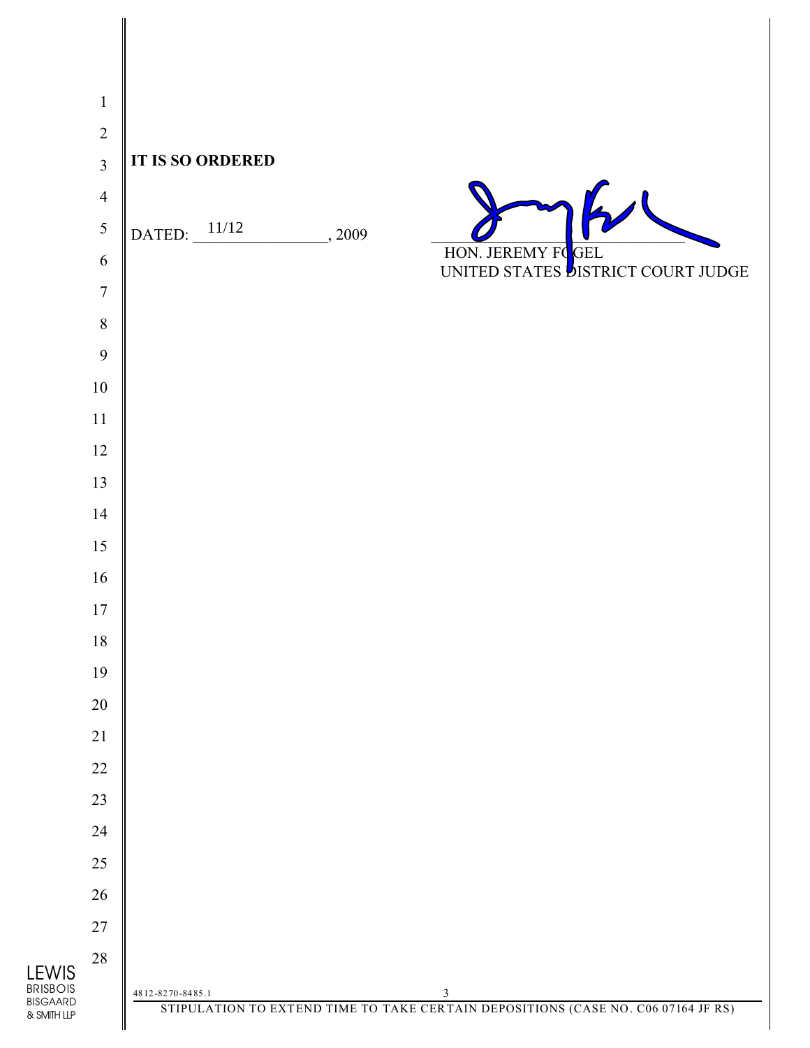**IT IS SO ORDERED**

DATED: 11/12, 2009

HON. JEREMY FOGEL
UNITED STATES DISTRICT COURT JUDGE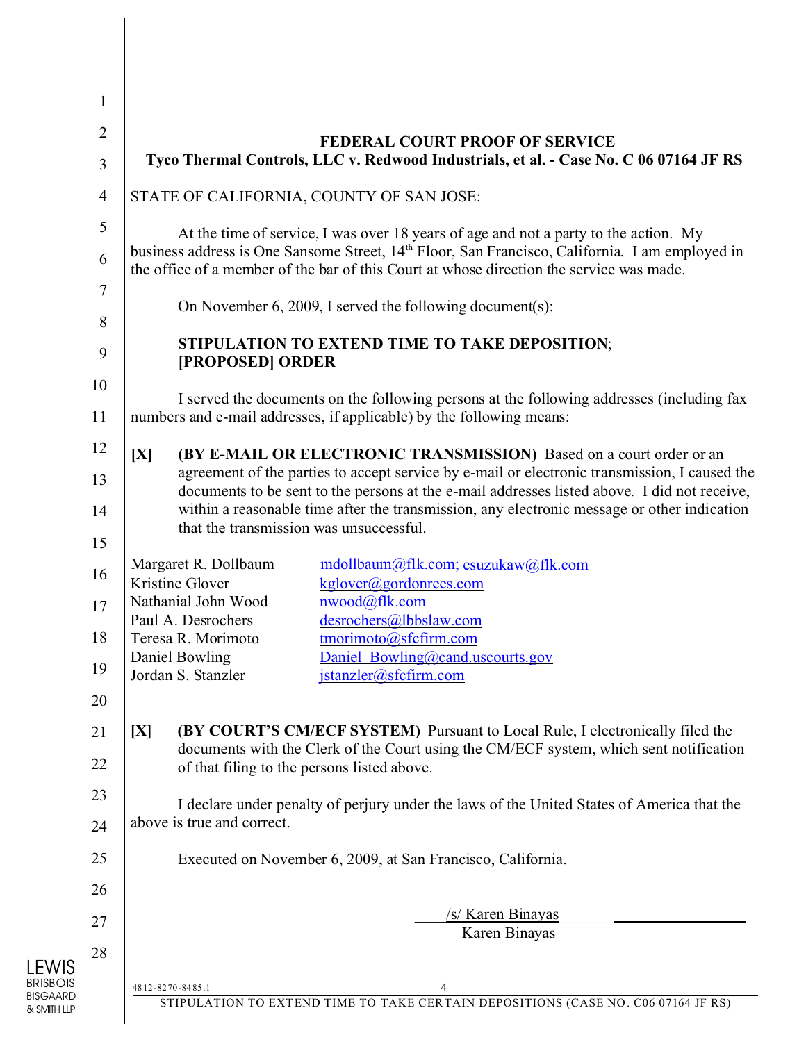**FEDERAL COURT PROOF OF SERVICE**
**Tyco Thermal Controls, LLC v. Redwood Industrials, et al. - Case No. C 06 07164 JF RS**

STATE OF CALIFORNIA, COUNTY OF SAN JOSE:

At the time of service, I was over 18 years of age and not a party to the action. My business address is One Sansome Street, 14th Floor, San Francisco, California. I am employed in the office of a member of the bar of this Court at whose direction the service was made.

On November 6, 2009, I served the following document(s):

**STIPULATION TO EXTEND TIME TO TAKE DEPOSITION**; **[PROPOSED] ORDER**

I served the documents on the following persons at the following addresses (including fax numbers and e-mail addresses, if applicable) by the following means:

**[X]** **(BY E-MAIL OR ELECTRONIC TRANSMISSION)** Based on a court order or an agreement of the parties to accept service by e-mail or electronic transmission, I caused the documents to be sent to the persons at the e-mail addresses listed above. I did not receive, within a reasonable time after the transmission, any electronic message or other indication that the transmission was unsuccessful.

| | |
|---|---|
| Margaret R. Dollbaum | mdollbaum@flk.com; esuzukaw@flk.com |
| Kristine Glover | kglover@gordonrees.com |
| Nathanial John Wood | nwood@flk.com |
| Paul A. Desrochers | desrochers@lbbslaw.com |
| Teresa R. Morimoto | tmorimoto@sfcfirm.com |
| Daniel Bowling | Daniel_Bowling@cand.uscourts.gov |
| Jordan S. Stanzler | jstanzler@sfcfirm.com |

**[X]** **(BY COURT'S CM/ECF SYSTEM)** Pursuant to Local Rule, I electronically filed the documents with the Clerk of the Court using the CM/ECF system, which sent notification of that filing to the persons listed above.

I declare under penalty of perjury under the laws of the United States of America that the above is true and correct.

Executed on November 6, 2009, at San Francisco, California.

/s/ Karen Binayas
Karen Binayas

4812-8270-8485.1

STIPULATION TO EXTEND TIME TO TAKE CERTAIN DEPOSITIONS (CASE NO. C06 07164 JF RS)